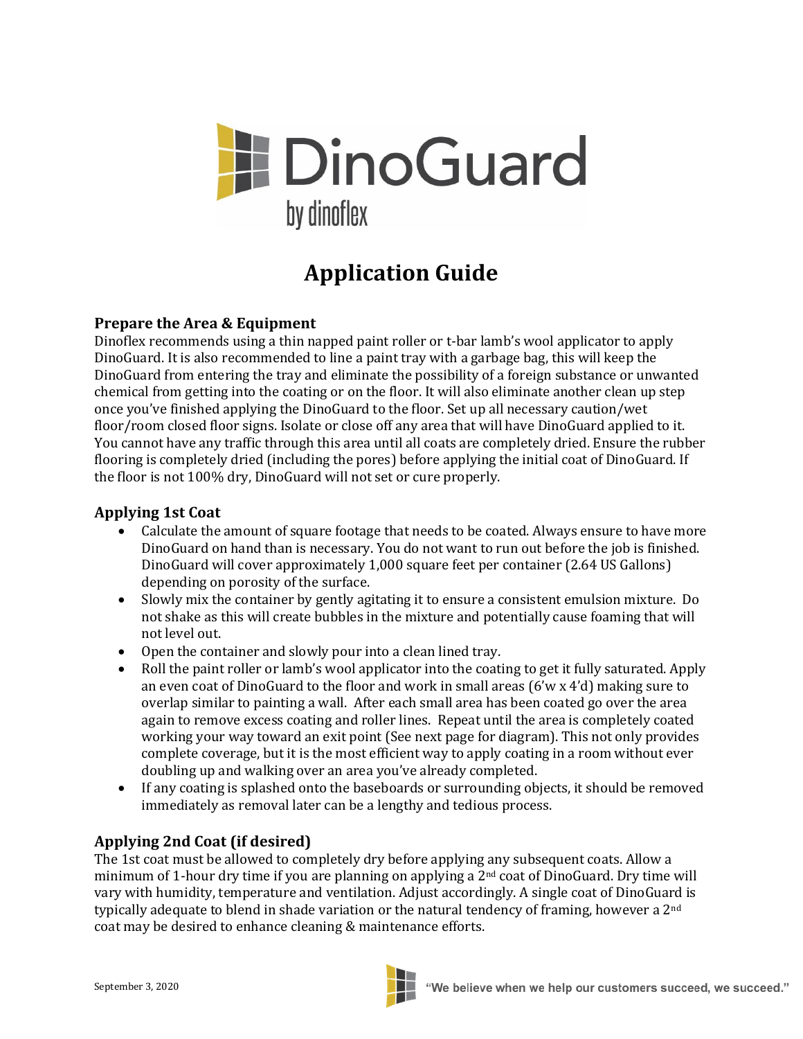DinoGuard by dinoflex

# Application Guide

## Prepare the Area & Equipment

Dinoflex recommends using a thin napped paint roller or t-bar lamb's wool applicator to apply DinoGuard. It is also recommended to line a paint tray with a garbage bag, this will keep the DinoGuard from entering the tray and eliminate the possibility of a foreign substance or unwanted chemical from getting into the coating or on the floor. It will also eliminate another clean up step once you've finished applying the DinoGuard to the floor. Set up all necessary caution/wet floor/room closed floor signs. Isolate or close off any area that will have DinoGuard applied to it. You cannot have any traffic through this area until all coats are completely dried. Ensure the rubber flooring is completely dried (including the pores) before applying the initial coat of DinoGuard. If the floor is not 100% dry, DinoGuard will not set or cure properly.

## Applying 1st Coat

- Calculate the amount of square footage that needs to be coated. Always ensure to have more DinoGuard on hand than is necessary. You do not want to run out before the job is finished. DinoGuard will cover approximately 1,000 square feet per container (2.64 US Gallons) depending on porosity of the surface.
- Slowly mix the container by gently agitating it to ensure a consistent emulsion mixture. Do not shake as this will create bubbles in the mixture and potentially cause foaming that will not level out.
- Open the container and slowly pour into a clean lined tray.
- Roll the paint roller or lamb's wool applicator into the coating to get it fully saturated. Apply an even coat of DinoGuard to the floor and work in small areas (6'w x 4'd) making sure to overlap similar to painting a wall. After each small area has been coated go over the area again to remove excess coating and roller lines. Repeat until the area is completely coated working your way toward an exit point (See next page for diagram). This not only provides complete coverage, but it is the most efficient way to apply coating in a room without ever doubling up and walking over an area you've already completed.
- If any coating is splashed onto the baseboards or surrounding objects, it should be removed immediately as removal later can be a lengthy and tedious process.

## Applying 2nd Coat (if desired)

The 1st coat must be allowed to completely dry before applying any subsequent coats. Allow a minimum of 1-hour dry time if you are planning on applying a 2nd coat of DinoGuard. Dry time will vary with humidity, temperature and ventilation. Adjust accordingly. A single coat of DinoGuard is typically adequate to blend in shade variation or the natural tendency of framing, however a 2nd coat may be desired to enhance cleaning & maintenance efforts.

September 3, 2020

"We believe when we help our customers succeed, we succeed."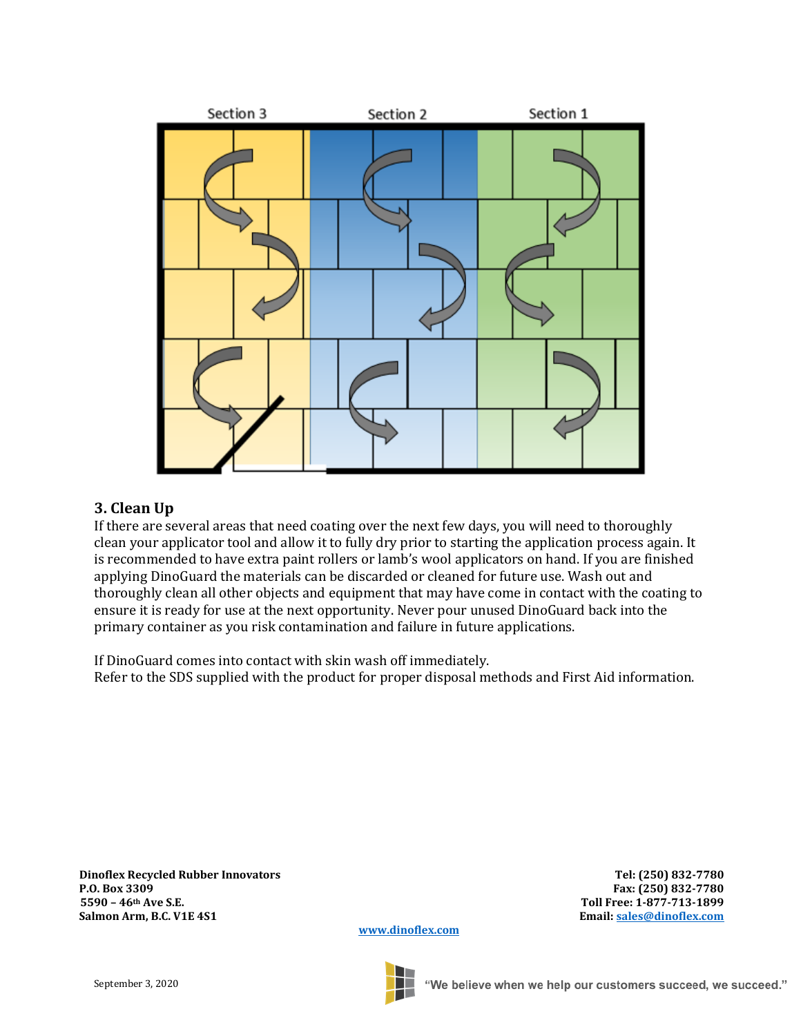Section 3

Section 2

Section 1

### 3. Clean Up

If there are several areas that need coating over the next few days, you will need to thoroughly clean your applicator tool and allow it to fully dry prior to starting the application process again. It is recommended to have extra paint rollers or lamb's wool applicators on hand. If you are finished applying DinoGuard the materials can be discarded or cleaned for future use. Wash out and thoroughly clean all other objects and equipment that may have come in contact with the coating to ensure it is ready for use at the next opportunity. Never pour unused DinoGuard back into the primary container as you risk contamination and failure in future applications.

If DinoGuard comes into contact with skin wash off immediately.
Refer to the SDS supplied with the product for proper disposal methods and First Aid information.

**Dinoflex Recycled Rubber Innovators**
**P.O. Box 3309**
**5590 – 46th Ave S.E.**
**Salmon Arm, B.C. V1E 4S1**

**Tel: (250) 832-7780**
**Fax: (250) 832-7780**
**Toll Free: 1-877-713-1899**
**Email: sales@dinoflex.com**

**www.dinoflex.com**

September 3, 2020

"We believe when we help our customers succeed, we succeed."